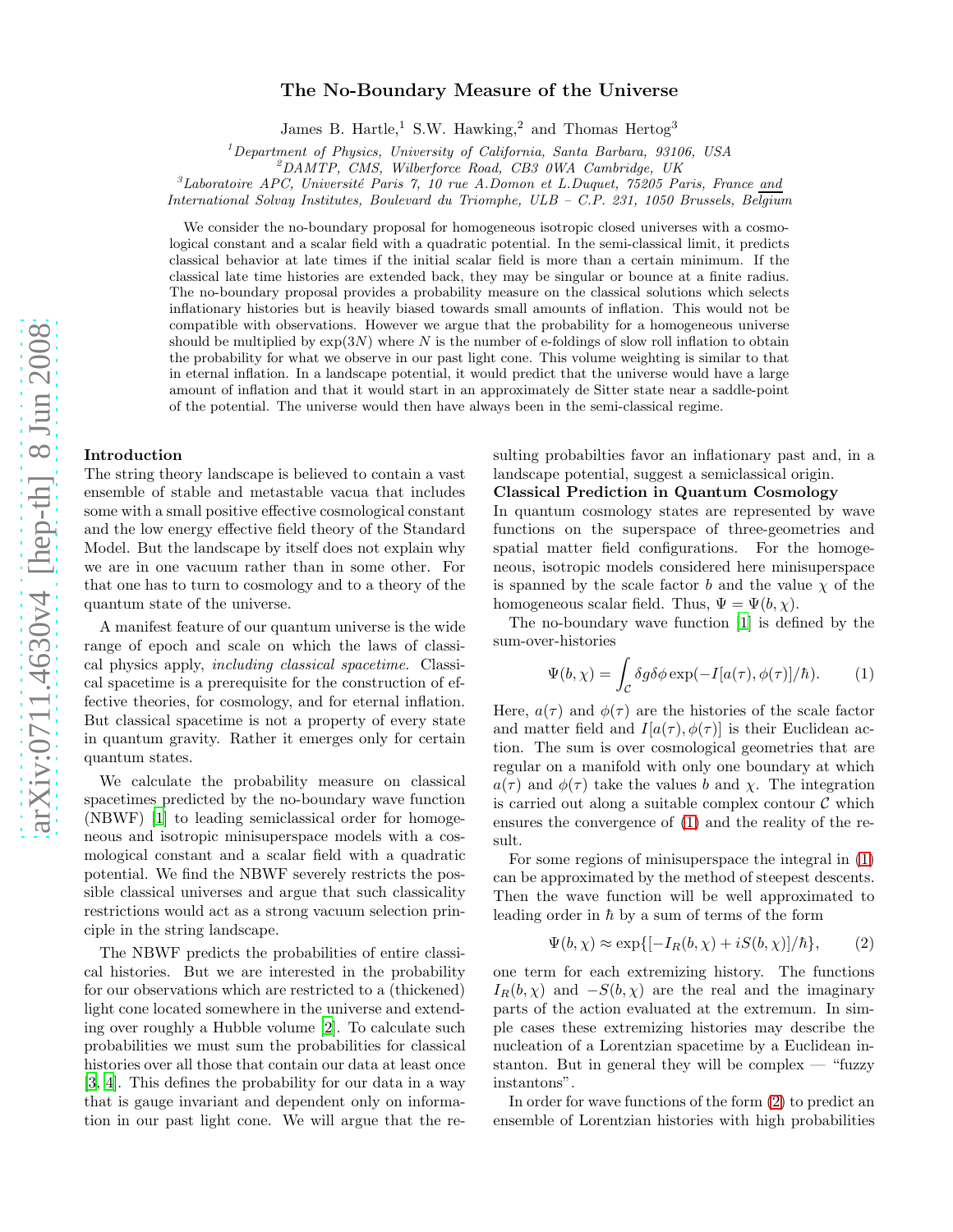# The No-Boundary Measure of the Universe

James B. Hartle,[1] S.W. Hawking,[2] and Thomas Hertog[3]

[1]*Department of Physics, University of California, Santa Barbara, 93106, USA*
[2]*DAMTP, CMS, Wilberforce Road, CB3 0WA Cambridge, UK*
[3]*Laboratoire APC, Université Paris 7, 10 rue A.Domon et L.Duquet, 75205 Paris, France* and *International Solvay Institutes, Boulevard du Triomphe, ULB – C.P. 231, 1050 Brussels, Belgium*

We consider the no-boundary proposal for homogeneous isotropic closed universes with a cosmological constant and a scalar field with a quadratic potential. In the semi-classical limit, it predicts classical behavior at late times if the initial scalar field is more than a certain minimum. If the classical late time histories are extended back, they may be singular or bounce at a finite radius. The no-boundary proposal provides a probability measure on the classical solutions which selects inflationary histories but is heavily biased towards small amounts of inflation. This would not be compatible with observations. However we argue that the probability for a homogeneous universe should be multiplied by $\exp(3N)$ where $N$ is the number of e-foldings of slow roll inflation to obtain the probability for what we observe in our past light cone. This volume weighting is similar to that in eternal inflation. In a landscape potential, it would predict that the universe would have a large amount of inflation and that it would start in an approximately de Sitter state near a saddle-point of the potential. The universe would then have always been in the semi-classical regime.

**Introduction**

The string theory landscape is believed to contain a vast ensemble of stable and metastable vacua that includes some with a small positive effective cosmological constant and the low energy effective field theory of the Standard Model. But the landscape by itself does not explain why we are in one vacuum rather than in some other. For that one has to turn to cosmology and to a theory of the quantum state of the universe.

A manifest feature of our quantum universe is the wide range of epoch and scale on which the laws of classical physics apply, *including classical spacetime*. Classical spacetime is a prerequisite for the construction of effective theories, for cosmology, and for eternal inflation. But classical spacetime is not a property of every state in quantum gravity. Rather it emerges only for certain quantum states.

We calculate the probability measure on classical spacetimes predicted by the no-boundary wave function (NBWF) [1] to leading semiclassical order for homogeneous and isotropic minisuperspace models with a cosmological constant and a scalar field with a quadratic potential. We find the NBWF severely restricts the possible classical universes and argue that such classicality restrictions would act as a strong vacuum selection principle in the string landscape.

The NBWF predicts the probabilities of entire classical histories. But we are interested in the probability for our observations which are restricted to a (thickened) light cone located somewhere in the universe and extending over roughly a Hubble volume [2]. To calculate such probabilities we must sum the probabilities for classical histories over all those that contain our data at least once [3, 4]. This defines the probability for our data in a way that is gauge invariant and dependent only on information in our past light cone. We will argue that the resulting probabilties favor an inflationary past and, in a landscape potential, suggest a semiclassical origin.

**Classical Prediction in Quantum Cosmology**

In quantum cosmology states are represented by wave functions on the superspace of three-geometries and spatial matter field configurations. For the homogeneous, isotropic models considered here minisuperspace is spanned by the scale factor $b$ and the value $\chi$ of the homogeneous scalar field. Thus, $\Psi = \Psi(b, \chi)$.

The no-boundary wave function [1] is defined by the sum-over-histories

$$\Psi(b, \chi) = \int_{\mathcal{C}} \delta g \delta\phi \exp(-I[a(\tau), \phi(\tau)]/\hbar). \qquad (1)$$

Here, $a(\tau)$ and $\phi(\tau)$ are the histories of the scale factor and matter field and $I[a(\tau), \phi(\tau)]$ is their Euclidean action. The sum is over cosmological geometries that are regular on a manifold with only one boundary at which $a(\tau)$ and $\phi(\tau)$ take the values $b$ and $\chi$. The integration is carried out along a suitable complex contour $\mathcal{C}$ which ensures the convergence of (1) and the reality of the result.

For some regions of minisuperspace the integral in (1) can be approximated by the method of steepest descents. Then the wave function will be well approximated to leading order in $\hbar$ by a sum of terms of the form

$$\Psi(b, \chi) \approx \exp\{[-I_R(b, \chi) + iS(b, \chi)]/\hbar\}, \qquad (2)$$

one term for each extremizing history. The functions $I_R(b, \chi)$ and $-S(b, \chi)$ are the real and the imaginary parts of the action evaluated at the extremum. In simple cases these extremizing histories may describe the nucleation of a Lorentzian spacetime by a Euclidean instanton. But in general they will be complex — "fuzzy instantons".

In order for wave functions of the form (2) to predict an ensemble of Lorentzian histories with high probabilities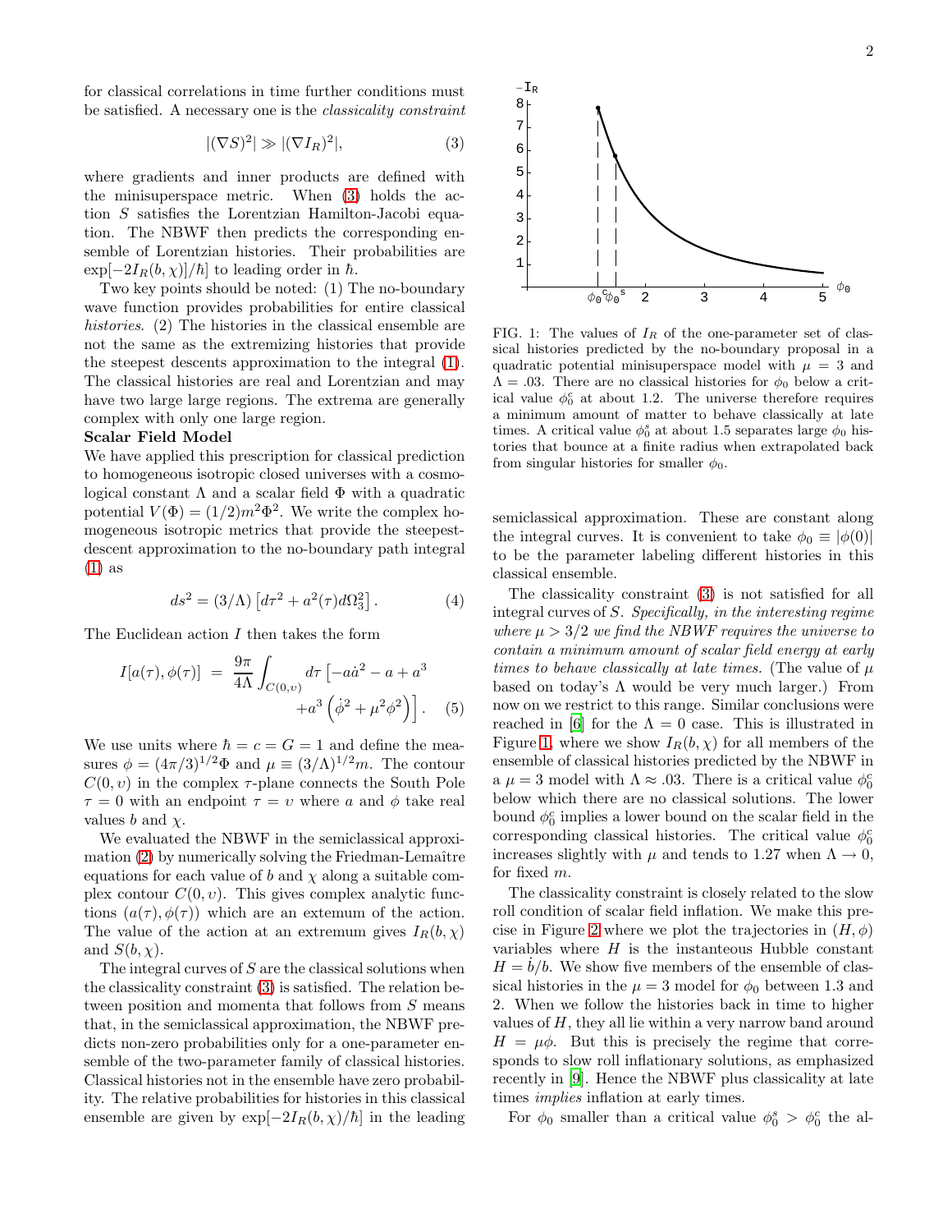for classical correlations in time further conditions must be satisfied. A necessary one is the *classicality constraint*

$$|(\nabla S)^2| \gg |(\nabla I_R)^2|, \tag{3}$$

where gradients and inner products are defined with the minisuperspace metric. When (3) holds the action $S$ satisfies the Lorentzian Hamilton-Jacobi equation. The NBWF then predicts the corresponding ensemble of Lorentzian histories. Their probabilities are $\exp[-2I_R(b,\chi)]/\hbar]$ to leading order in $\hbar$.

Two key points should be noted: (1) The no-boundary wave function provides probabilities for entire classical *histories*. (2) The histories in the classical ensemble are not the same as the extremizing histories that provide the steepest descents approximation to the integral (1). The classical histories are real and Lorentzian and may have two large large regions. The extrema are generally complex with only one large region.

**Scalar Field Model**

We have applied this prescription for classical prediction to homogeneous isotropic closed universes with a cosmological constant $\Lambda$ and a scalar field $\Phi$ with a quadratic potential $V(\Phi) = (1/2)m^2\Phi^2$. We write the complex homogeneous isotropic metrics that provide the steepest-descent approximation to the no-boundary path integral (1) as

$$ds^2 = (3/\Lambda)\left[d\tau^2 + a^2(\tau)d\Omega_3^2\right]. \tag{4}$$

The Euclidean action $I$ then takes the form

$$I[a(\tau),\phi(\tau)] \;=\; \frac{9\pi}{4\Lambda}\int_{C(0,\upsilon)} d\tau\left[-a\dot{a}^2 - a + a^3 + a^3\left(\dot{\phi}^2 + \mu^2\phi^2\right)\right]. \tag{5}$$

We use units where $\hbar = c = G = 1$ and define the measures $\phi = (4\pi/3)^{1/2}\Phi$ and $\mu \equiv (3/\Lambda)^{1/2}m$. The contour $C(0,\upsilon)$ in the complex $\tau$-plane connects the South Pole $\tau = 0$ with an endpoint $\tau = \upsilon$ where $a$ and $\phi$ take real values $b$ and $\chi$.

We evaluated the NBWF in the semiclassical approximation (2) by numerically solving the Friedman-Lemaître equations for each value of $b$ and $\chi$ along a suitable complex contour $C(0,\upsilon)$. This gives complex analytic functions $(a(\tau),\phi(\tau))$ which are an extemum of the action. The value of the action at an extremum gives $I_R(b,\chi)$ and $S(b,\chi)$.

The integral curves of $S$ are the classical solutions when the classicality constraint (3) is satisfied. The relation between position and momenta that follows from $S$ means that, in the semiclassical approximation, the NBWF predicts non-zero probabilities only for a one-parameter ensemble of the two-parameter family of classical histories. Classical histories not in the ensemble have zero probability. The relative probabilities for histories in this classical ensemble are given by $\exp[-2I_R(b,\chi)/\hbar]$ in the leading semiclassical approximation. These are constant along the integral curves. It is convenient to take $\phi_0 \equiv |\phi(0)|$ to be the parameter labeling different histories in this classical ensemble.

FIG. 1: The values of $I_R$ of the one-parameter set of classical histories predicted by the no-boundary proposal in a quadratic potential minisuperspace model with $\mu = 3$ and $\Lambda = .03$. There are no classical histories for $\phi_0$ below a critical value $\phi_0^c$ at about 1.2. The universe therefore requires a minimum amount of matter to behave classically at late times. A critical value $\phi_0^s$ at about 1.5 separates large $\phi_0$ histories that bounce at a finite radius when extrapolated back from singular histories for smaller $\phi_0$.

The classicality constraint (3) is not satisfied for all integral curves of $S$. *Specifically, in the interesting regime where $\mu > 3/2$ we find the NBWF requires the universe to contain a minimum amount of scalar field energy at early times to behave classically at late times.* (The value of $\mu$ based on today's $\Lambda$ would be very much larger.) From now on we restrict to this range. Similar conclusions were reached in [6] for the $\Lambda = 0$ case. This is illustrated in Figure 1, where we show $I_R(b,\chi)$ for all members of the ensemble of classical histories predicted by the NBWF in a $\mu = 3$ model with $\Lambda \approx .03$. There is a critical value $\phi_0^c$ below which there are no classical solutions. The lower bound $\phi_0^c$ implies a lower bound on the scalar field in the corresponding classical histories. The critical value $\phi_0^c$ increases slightly with $\mu$ and tends to 1.27 when $\Lambda \to 0$, for fixed $m$.

The classicality constraint is closely related to the slow roll condition of scalar field inflation. We make this precise in Figure 2 where we plot the trajectories in $(H,\phi)$ variables where $H$ is the instanteous Hubble constant $H = \dot{b}/b$. We show five members of the ensemble of classical histories in the $\mu = 3$ model for $\phi_0$ between 1.3 and 2. When we follow the histories back in time to higher values of $H$, they all lie within a very narrow band around $H = \mu\phi$. But this is precisely the regime that corresponds to slow roll inflationary solutions, as emphasized recently in [9]. Hence the NBWF plus classicality at late times *implies* inflation at early times.

For $\phi_0$ smaller than a critical value $\phi_0^s > \phi_0^c$ the al-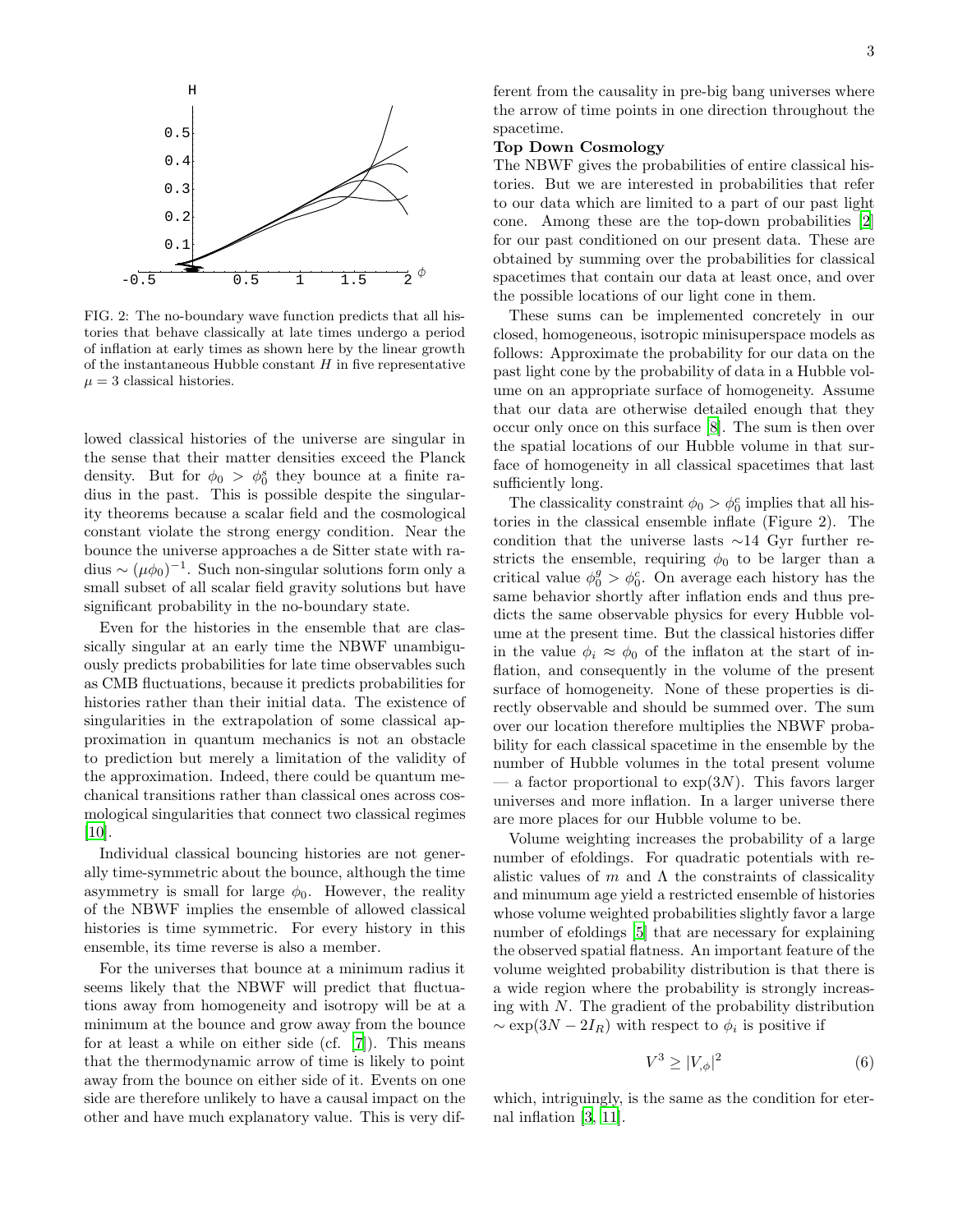H

0.5

0.4

0.3

0.2

0.1

-0.5 0.5 1 1.5 2 $\phi$

FIG. 2: The no-boundary wave function predicts that all histories that behave classically at late times undergo a period of inflation at early times as shown here by the linear growth of the instantaneous Hubble constant $H$ in five representative $\mu = 3$ classical histories.

lowed classical histories of the universe are singular in the sense that their matter densities exceed the Planck density. But for $\phi_0 > \phi_0^s$ they bounce at a finite radius in the past. This is possible despite the singularity theorems because a scalar field and the cosmological constant violate the strong energy condition. Near the bounce the universe approaches a de Sitter state with radius $\sim (\mu\phi_0)^{-1}$. Such non-singular solutions form only a small subset of all scalar field gravity solutions but have significant probability in the no-boundary state.

Even for the histories in the ensemble that are classically singular at an early time the NBWF unambiguously predicts probabilities for late time observables such as CMB fluctuations, because it predicts probabilities for histories rather than their initial data. The existence of singularities in the extrapolation of some classical approximation in quantum mechanics is not an obstacle to prediction but merely a limitation of the validity of the approximation. Indeed, there could be quantum mechanical transitions rather than classical ones across cosmological singularities that connect two classical regimes [10].

Individual classical bouncing histories are not generally time-symmetric about the bounce, although the time asymmetry is small for large $\phi_0$. However, the reality of the NBWF implies the ensemble of allowed classical histories is time symmetric. For every history in this ensemble, its time reverse is also a member.

For the universes that bounce at a minimum radius it seems likely that the NBWF will predict that fluctuations away from homogeneity and isotropy will be at a minimum at the bounce and grow away from the bounce for at least a while on either side (cf. [7]). This means that the thermodynamic arrow of time is likely to point away from the bounce on either side of it. Events on one side are therefore unlikely to have a causal impact on the other and have much explanatory value. This is very different from the causality in pre-big bang universes where the arrow of time points in one direction throughout the spacetime.

**Top Down Cosmology**

The NBWF gives the probabilities of entire classical histories. But we are interested in probabilities that refer to our data which are limited to a part of our past light cone. Among these are the top-down probabilities [2] for our past conditioned on our present data. These are obtained by summing over the probabilities for classical spacetimes that contain our data at least once, and over the possible locations of our light cone in them.

These sums can be implemented concretely in our closed, homogeneous, isotropic minisuperspace models as follows: Approximate the probability for our data on the past light cone by the probability of data in a Hubble volume on an appropriate surface of homogeneity. Assume that our data are otherwise detailed enough that they occur only once on this surface [8]. The sum is then over the spatial locations of our Hubble volume in that surface of homogeneity in all classical spacetimes that last sufficiently long.

The classicality constraint $\phi_0 > \phi_0^c$ implies that all histories in the classical ensemble inflate (Figure 2). The condition that the universe lasts $\sim$14 Gyr further restricts the ensemble, requiring $\phi_0$ to be larger than a critical value $\phi_0^g > \phi_0^c$. On average each history has the same behavior shortly after inflation ends and thus predicts the same observable physics for every Hubble volume at the present time. But the classical histories differ in the value $\phi_i \approx \phi_0$ of the inflaton at the start of inflation, and consequently in the volume of the present surface of homogeneity. None of these properties is directly observable and should be summed over. The sum over our location therefore multiplies the NBWF probability for each classical spacetime in the ensemble by the number of Hubble volumes in the total present volume — a factor proportional to $\exp(3N)$. This favors larger universes and more inflation. In a larger universe there are more places for our Hubble volume to be.

Volume weighting increases the probability of a large number of efoldings. For quadratic potentials with realistic values of $m$ and $\Lambda$ the constraints of classicality and minumum age yield a restricted ensemble of histories whose volume weighted probabilities slightly favor a large number of efoldings [5] that are necessary for explaining the observed spatial flatness. An important feature of the volume weighted probability distribution is that there is a wide region where the probability is strongly increasing with $N$. The gradient of the probability distribution $\sim \exp(3N - 2I_R)$ with respect to $\phi_i$ is positive if

$$V^3 \geq |V_{,\phi}|^2 \tag{6}$$

which, intriguingly, is the same as the condition for eternal inflation [3, 11].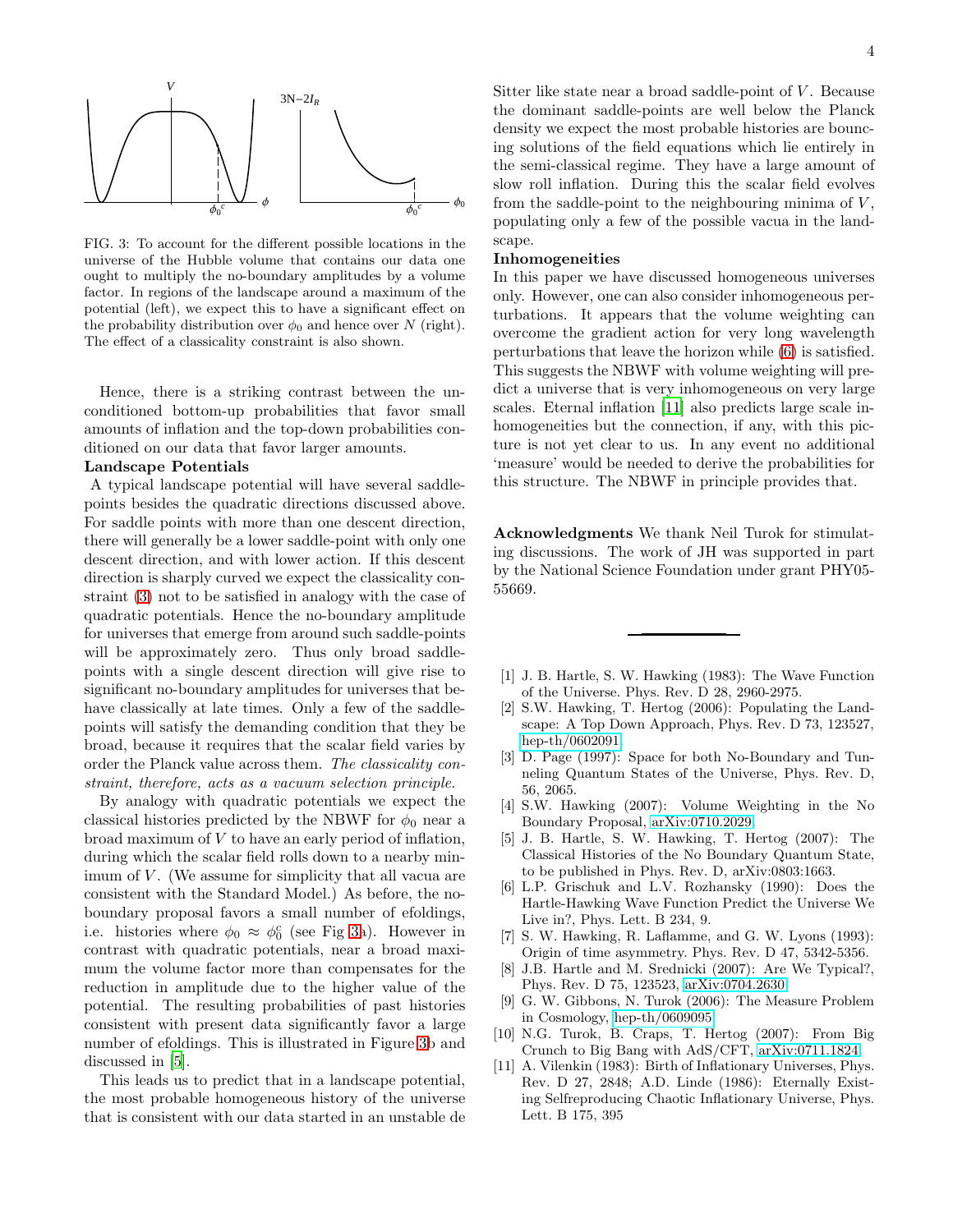V

$\phi_0{}^c$ $\phi$

$3N-2I_R$

$\phi_0{}^c$ $\phi_0$

FIG. 3: To account for the different possible locations in the universe of the Hubble volume that contains our data one ought to multiply the no-boundary amplitudes by a volume factor. In regions of the landscape around a maximum of the potential (left), we expect this to have a significant effect on the probability distribution over $\phi_0$ and hence over $N$ (right). The effect of a classicality constraint is also shown.

Hence, there is a striking contrast between the unconditioned bottom-up probabilities that favor small amounts of inflation and the top-down probabilities conditioned on our data that favor larger amounts.

**Landscape Potentials**

A typical landscape potential will have several saddle-points besides the quadratic directions discussed above. For saddle points with more than one descent direction, there will generally be a lower saddle-point with only one descent direction, and with lower action. If this descent direction is sharply curved we expect the classicality constraint (3) not to be satisfied in analogy with the case of quadratic potentials. Hence the no-boundary amplitude for universes that emerge from around such saddle-points will be approximately zero. Thus only broad saddle-points with a single descent direction will give rise to significant no-boundary amplitudes for universes that behave classically at late times. Only a few of the saddle-points will satisfy the demanding condition that they be broad, because it requires that the scalar field varies by order the Planck value across them. *The classicality constraint, therefore, acts as a vacuum selection principle.*

By analogy with quadratic potentials we expect the classical histories predicted by the NBWF for $\phi_0$ near a broad maximum of $V$ to have an early period of inflation, during which the scalar field rolls down to a nearby minimum of $V$. (We assume for simplicity that all vacua are consistent with the Standard Model.) As before, the no-boundary proposal favors a small number of efoldings, i.e. histories where $\phi_0 \approx \phi_0^c$ (see Fig 3a). However in contrast with quadratic potentials, near a broad maximum the volume factor more than compensates for the reduction in amplitude due to the higher value of the potential. The resulting probabilities of past histories consistent with present data significantly favor a large number of efoldings. This is illustrated in Figure 3b and discussed in [5].

This leads us to predict that in a landscape potential, the most probable homogeneous history of the universe that is consistent with our data started in an unstable de Sitter like state near a broad saddle-point of $V$. Because the dominant saddle-points are well below the Planck density we expect the most probable histories are bouncing solutions of the field equations which lie entirely in the semi-classical regime. They have a large amount of slow roll inflation. During this the scalar field evolves from the saddle-point to the neighbouring minima of $V$, populating only a few of the possible vacua in the landscape.

**Inhomogeneities**

In this paper we have discussed homogeneous universes only. However, one can also consider inhomogeneous perturbations. It appears that the volume weighting can overcome the gradient action for very long wavelength perturbations that leave the horizon while (6) is satisfied. This suggests the NBWF with volume weighting will predict a universe that is very inhomogeneous on very large scales. Eternal inflation [11] also predicts large scale inhomogeneities but the connection, if any, with this picture is not yet clear to us. In any event no additional 'measure' would be needed to derive the probabilities for this structure. The NBWF in principle provides that.

**Acknowledgments** We thank Neil Turok for stimulating discussions. The work of JH was supported in part by the National Science Foundation under grant PHY05-55669.

---

[1] J. B. Hartle, S. W. Hawking (1983): The Wave Function of the Universe. Phys. Rev. D 28, 2960-2975.

[2] S.W. Hawking, T. Hertog (2006): Populating the Landscape: A Top Down Approach, Phys. Rev. D 73, 123527, hep-th/0602091.

[3] D. Page (1997): Space for both No-Boundary and Tunneling Quantum States of the Universe, Phys. Rev. D, 56, 2065.

[4] S.W. Hawking (2007): Volume Weighting in the No Boundary Proposal, arXiv:0710.2029.

[5] J. B. Hartle, S. W. Hawking, T. Hertog (2007): The Classical Histories of the No Boundary Quantum State, to be published in Phys. Rev. D, arXiv:0803:1663.

[6] L.P. Grischuk and L.V. Rozhansky (1990): Does the Hartle-Hawking Wave Function Predict the Universe We Live in?, Phys. Lett. B 234, 9.

[7] S. W. Hawking, R. Laflamme, and G. W. Lyons (1993): Origin of time asymmetry. Phys. Rev. D 47, 5342-5356.

[8] J.B. Hartle and M. Srednicki (2007): Are We Typical?, Phys. Rev. D 75, 123523, arXiv:0704.2630.

[9] G. W. Gibbons, N. Turok (2006): The Measure Problem in Cosmology, hep-th/0609095.

[10] N.G. Turok, B. Craps, T. Hertog (2007): From Big Crunch to Big Bang with AdS/CFT, arXiv:0711.1824.

[11] A. Vilenkin (1983): Birth of Inflationary Universes, Phys. Rev. D 27, 2848; A.D. Linde (1986): Eternally Existing Selfreproducing Chaotic Inflationary Universe, Phys. Lett. B 175, 395